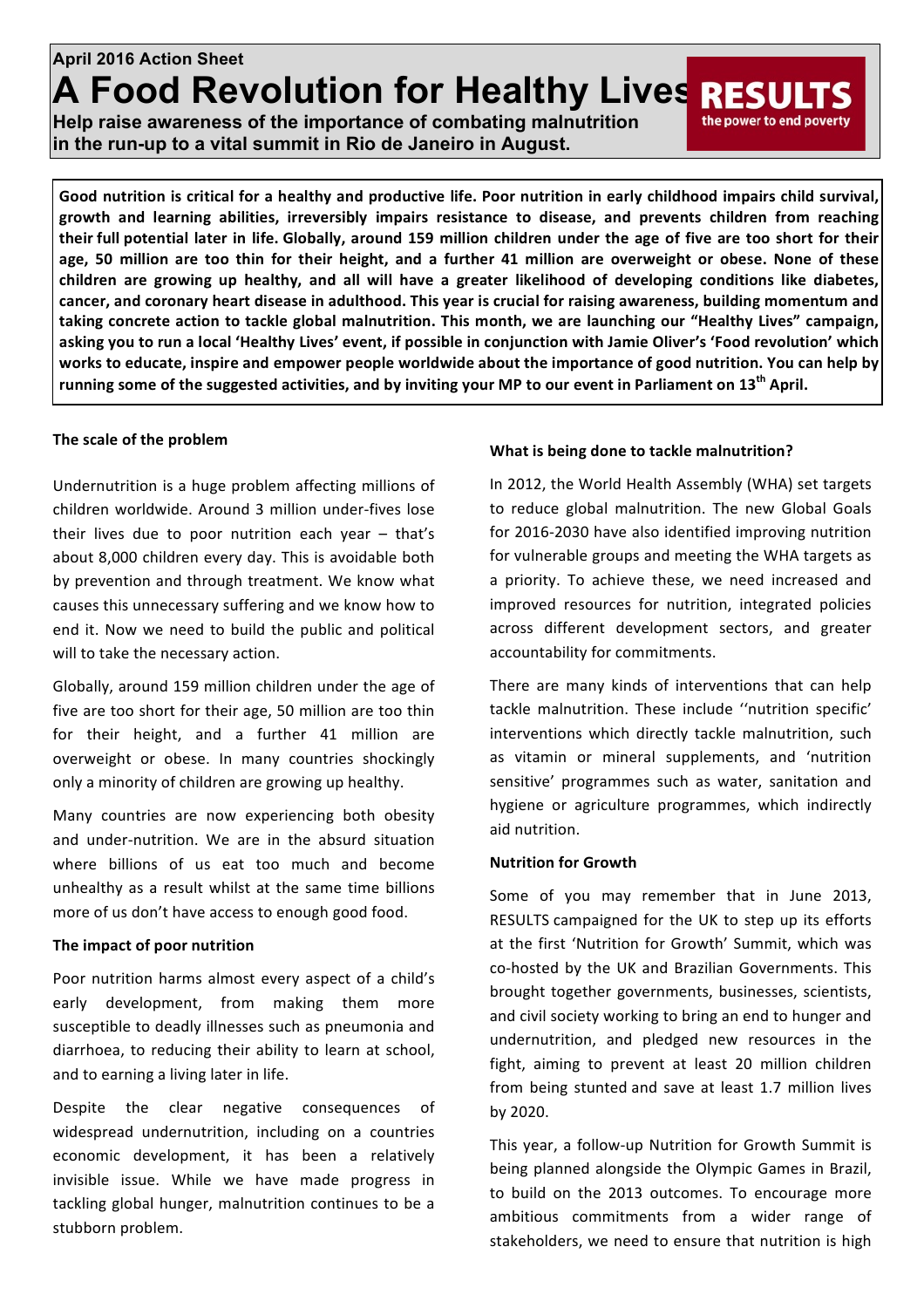**April 2016 Action Sheet**

# A Food Revolution for Healthy Lives

**RESULTS** the power to end poverty

**Help raise awareness of the importance of combating malnutrition in the run-up to a vital summit in Rio de Janeiro in August.**

**Good nutrition is critical for a healthy and productive life. Poor nutrition in early childhood impairs child survival, growth and learning abilities, irreversibly impairs resistance to disease, and prevents children from reaching their full potential later in life. Globally, around 159 million children under the age of five are too short for their age, 50 million are too thin for their height, and a further 41 million are overweight or obese. None of these children are growing up healthy, and all will have a greater likelihood of developing conditions like diabetes, cancer, and coronary heart disease in adulthood. This year is crucial for raising awareness, building momentum and taking concrete action to tackle global malnutrition. This month, we are launching our "Healthy Lives" campaign, asking you to run a local 'Healthy Lives' event, if possible in conjunction with Jamie Oliver's 'Food revolution' which works to educate, inspire and empower people worldwide about the importance of good nutrition. You can help by running some of the suggested activities, and by inviting your MP to our event in Parliament on 13th April.**

**The scale of the problem**

Undernutrition is a huge problem affecting millions of children worldwide. Around 3 million under-fives lose their lives due to poor nutrition each year – that's about 8,000 children every day. This is avoidable both by prevention and through treatment. We know what causes this unnecessary suffering and we know how to end it. Now we need to build the public and political will to take the necessary action.

Globally, around 159 million children under the age of five are too short for their age, 50 million are too thin for their height, and a further 41 million are overweight or obese. In many countries shockingly only a minority of children are growing up healthy.

Many countries are now experiencing both obesity and under-nutrition. We are in the absurd situation where billions of us eat too much and become unhealthy as a result whilst at the same time billions more of us don't have access to enough good food.

**The impact of poor nutrition**

Poor nutrition harms almost every aspect of a child's early development, from making them more susceptible to deadly illnesses such as pneumonia and diarrhoea, to reducing their ability to learn at school, and to earning a living later in life.

Despite the clear negative consequences of widespread undernutrition, including on a countries economic development, it has been a relatively invisible issue. While we have made progress in tackling global hunger, malnutrition continues to be a stubborn problem.

**What is being done to tackle malnutrition?**

In 2012, the World Health Assembly (WHA) set targets to reduce global malnutrition. The new Global Goals for 2016-2030 have also identified improving nutrition for vulnerable groups and meeting the WHA targets as a priority. To achieve these, we need increased and improved resources for nutrition, integrated policies across different development sectors, and greater accountability for commitments.

There are many kinds of interventions that can help tackle malnutrition. These include ''nutrition specific' interventions which directly tackle malnutrition, such as vitamin or mineral supplements, and 'nutrition sensitive' programmes such as water, sanitation and hygiene or agriculture programmes, which indirectly aid nutrition.

**Nutrition for Growth**

Some of you may remember that in June 2013, RESULTS campaigned for the UK to step up its efforts at the first 'Nutrition for Growth' Summit, which was co-hosted by the UK and Brazilian Governments. This brought together governments, businesses, scientists, and civil society working to bring an end to hunger and undernutrition, and pledged new resources in the fight, aiming to prevent at least 20 million children from being stunted and save at least 1.7 million lives by 2020.

This year, a follow-up Nutrition for Growth Summit is being planned alongside the Olympic Games in Brazil, to build on the 2013 outcomes. To encourage more ambitious commitments from a wider range of stakeholders, we need to ensure that nutrition is high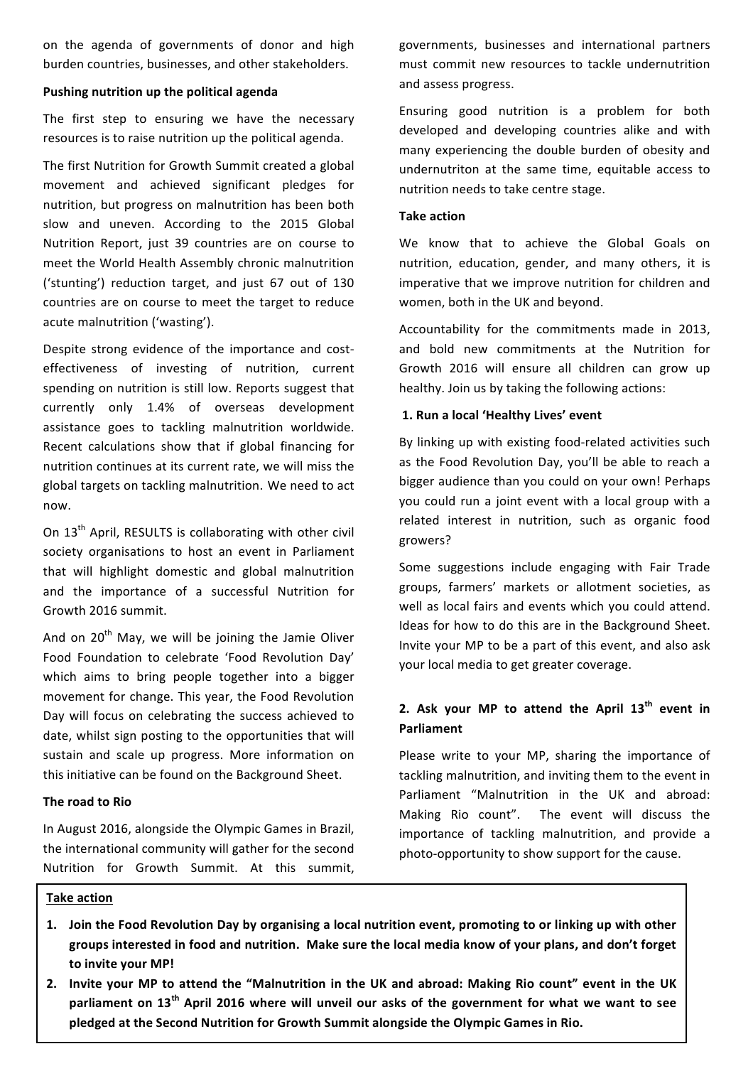on the agenda of governments of donor and high burden countries, businesses, and other stakeholders.

**Pushing nutrition up the political agenda**

The first step to ensuring we have the necessary resources is to raise nutrition up the political agenda.

The first Nutrition for Growth Summit created a global movement and achieved significant pledges for nutrition, but progress on malnutrition has been both slow and uneven. According to the 2015 Global Nutrition Report, just 39 countries are on course to meet the World Health Assembly chronic malnutrition ('stunting') reduction target, and just 67 out of 130 countries are on course to meet the target to reduce acute malnutrition ('wasting').

Despite strong evidence of the importance and cost-effectiveness of investing of nutrition, current spending on nutrition is still low. Reports suggest that currently only 1.4% of overseas development assistance goes to tackling malnutrition worldwide. Recent calculations show that if global financing for nutrition continues at its current rate, we will miss the global targets on tackling malnutrition. We need to act now.

On 13th April, RESULTS is collaborating with other civil society organisations to host an event in Parliament that will highlight domestic and global malnutrition and the importance of a successful Nutrition for Growth 2016 summit.

And on 20th May, we will be joining the Jamie Oliver Food Foundation to celebrate 'Food Revolution Day' which aims to bring people together into a bigger movement for change. This year, the Food Revolution Day will focus on celebrating the success achieved to date, whilst sign posting to the opportunities that will sustain and scale up progress. More information on this initiative can be found on the Background Sheet.

**The road to Rio**

In August 2016, alongside the Olympic Games in Brazil, the international community will gather for the second Nutrition for Growth Summit. At this summit, governments, businesses and international partners must commit new resources to tackle undernutrition and assess progress.

Ensuring good nutrition is a problem for both developed and developing countries alike and with many experiencing the double burden of obesity and undernutriton at the same time, equitable access to nutrition needs to take centre stage.

**Take action**

We know that to achieve the Global Goals on nutrition, education, gender, and many others, it is imperative that we improve nutrition for children and women, both in the UK and beyond.

Accountability for the commitments made in 2013, and bold new commitments at the Nutrition for Growth 2016 will ensure all children can grow up healthy. Join us by taking the following actions:

**1. Run a local 'Healthy Lives' event**

By linking up with existing food-related activities such as the Food Revolution Day, you'll be able to reach a bigger audience than you could on your own! Perhaps you could run a joint event with a local group with a related interest in nutrition, such as organic food growers?

Some suggestions include engaging with Fair Trade groups, farmers' markets or allotment societies, as well as local fairs and events which you could attend. Ideas for how to do this are in the Background Sheet. Invite your MP to be a part of this event, and also ask your local media to get greater coverage.

**2. Ask your MP to attend the April 13th event in Parliament**

Please write to your MP, sharing the importance of tackling malnutrition, and inviting them to the event in Parliament "Malnutrition in the UK and abroad: Making Rio count". The event will discuss the importance of tackling malnutrition, and provide a photo-opportunity to show support for the cause.

**Take action**

1. **Join the Food Revolution Day by organising a local nutrition event, promoting to or linking up with other groups interested in food and nutrition. Make sure the local media know of your plans, and don't forget to invite your MP!**
2. **Invite your MP to attend the "Malnutrition in the UK and abroad: Making Rio count" event in the UK parliament on 13th April 2016 where will unveil our asks of the government for what we want to see pledged at the Second Nutrition for Growth Summit alongside the Olympic Games in Rio.**